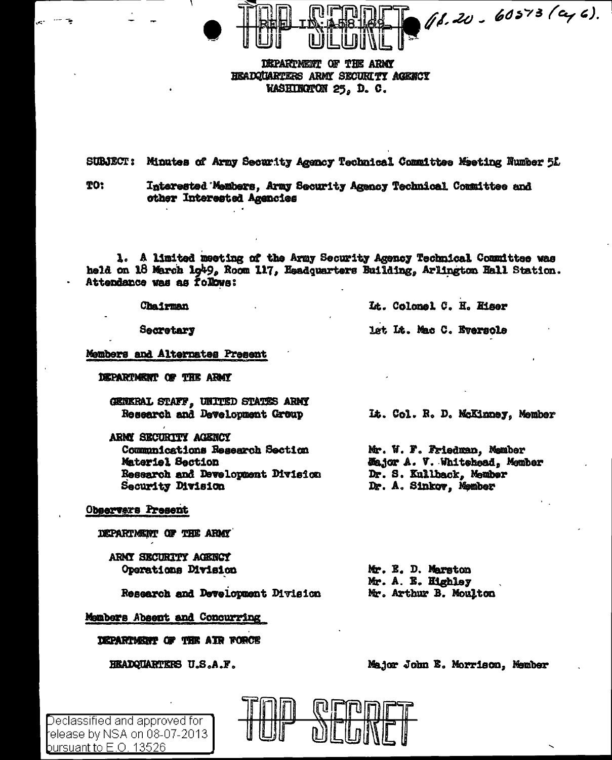TOP SECRET

DEPARTMENT OF THE ARMY
HEADQUARTERS ARMY SECURITY AGENCY
WASHINGTON 25, D. C.

SUBJECT: Minutes of Army Security Agency Technical Committee Meeting Number 51

TO: Interested Members, Army Security Agency Technical Committee and other Interested Agencies

1. A limited meeting of the Army Security Agency Technical Committee was held on 18 March 1949, Room 117, Headquarters Building, Arlington Hall Station. Attendance was as follows:

| | |
|---|---|
| Chairman | Lt. Colonel C. H. Hiser |
| Secretary | 1st Lt. Mac C. Eversole |

**Members and Alternates Present**

DEPARTMENT OF THE ARMY

| | |
|---|---|
| GENERAL STAFF, UNITED STATES ARMY Research and Development Group | Lt. Col. R. D. McKinney, Member |
| ARMY SECURITY AGENCY | |
| Communications Research Section | Mr. W. F. Friedman, Member |
| Materiel Section | Major A. V. Whitehead, Member |
| Research and Development Division | Dr. S. Kullback, Member |
| Security Division | Dr. A. Sinkov, Member |

**Observers Present**

DEPARTMENT OF THE ARMY

| | |
|---|---|
| ARMY SECURITY AGENCY Operations Division | Mr. E. D. Marston |
| | Mr. A. E. Highley |
| Research and Development Division | Mr. Arthur B. Moulton |

**Members Absent and Concurring**

DEPARTMENT OF THE AIR FORCE

| | |
|---|---|
| HEADQUARTERS U.S.A.F. | Major John E. Morrison, Member |

Declassified and approved for release by NSA on 08-07-2013 pursuant to E.O. 13526

TOP SECRET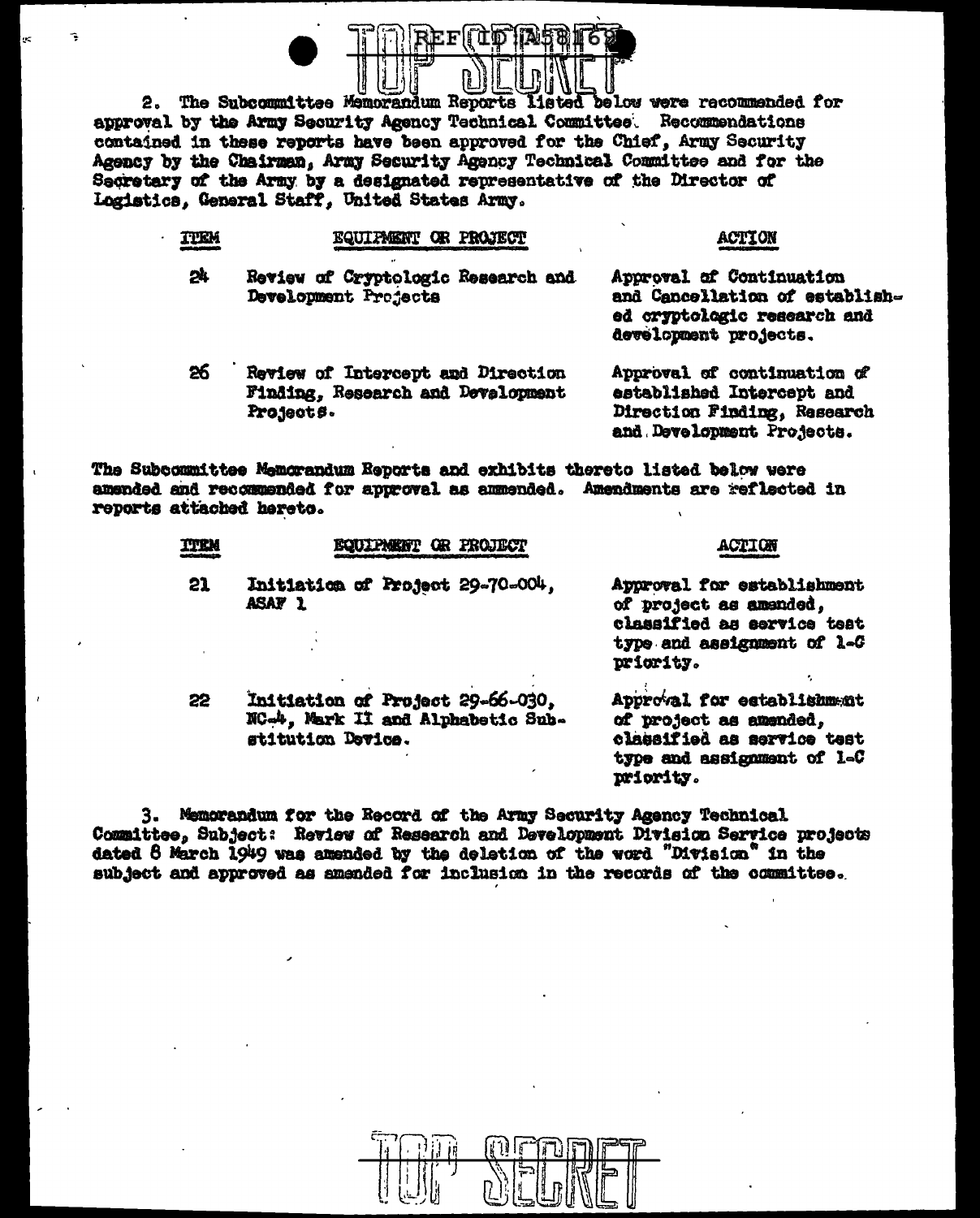2. The Subcommittee Memorandum Reports listed below were recommended for approval by the Army Security Agency Technical Committee. Recommendations contained in these reports have been approved for the Chief, Army Security Agency by the Chairman, Army Security Agency Technical Committee and for the Secretary of the Army by a designated representative of the Director of Logistics, General Staff, United States Army.

| ITEM | EQUIPMENT OR PROJECT | ACTION |
|---|---|---|
| 24 | Review of Cryptologic Research and Development Projects | Approval of Continuation and Cancellation of established cryptologic research and development projects. |
| 26 | Review of Intercept and Direction Finding, Research and Development Projects. | Approval of continuation of established Intercept and Direction Finding, Research and Development Projects. |

The Subcommittee Memorandum Reports and exhibits thereto listed below were amended and recommended for approval as ammended. Amendments are reflected in reports attached hereto.

| ITEM | EQUIPMENT OR PROJECT | ACTION |
|---|---|---|
| 21 | Initiation of Project 29-70-004, ASAF 1 | Approval for establishment of project as amended, classified as service test type and assignment of 1-C priority. |
| 22 | Initiation of Project 29-66-030, NC-4, Mark II and Alphabetic Substitution Device. | Approval for establishment of project as amended, classified as service test type and assignment of 1-C priority. |

3. Memorandum for the Record of the Army Security Agency Technical Committee, Subject: Review of Research and Development Division Service projects dated 8 March 1949 was amended by the deletion of the word "Division" in the subject and approved as amended for inclusion in the records of the committee.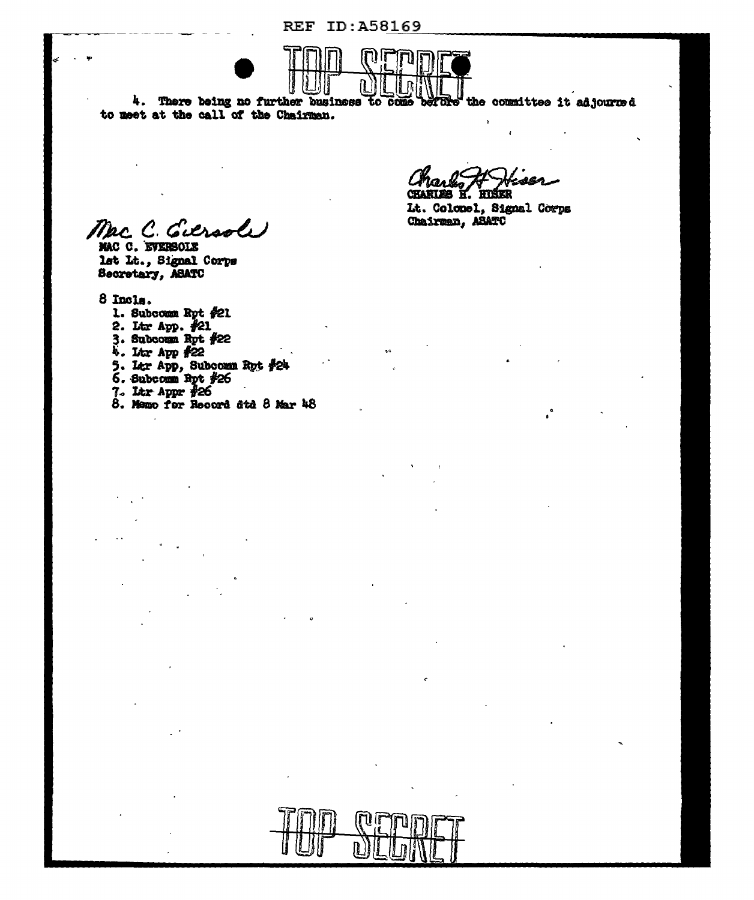TOP SECRET

4. There being no further business to come before the committee it adjourned to meet at the call of the Chairman.

CHARLES H. HISER
Lt. Colonel, Signal Corps
Chairman, ASATC

MAC C. EVERSOLE
1st Lt., Signal Corps
Secretary, ASATC

8 Incls.

1. Subcomm Rpt #21
2. Ltr App. #21
3. Subcomm Rpt #22
4. Ltr App #22
5. Ltr App, Subcomm Rpt #24
6. Subcomm Rpt #26
7. Ltr Appr #26
8. Memo for Record dtd 8 Mar 48

TOP SECRET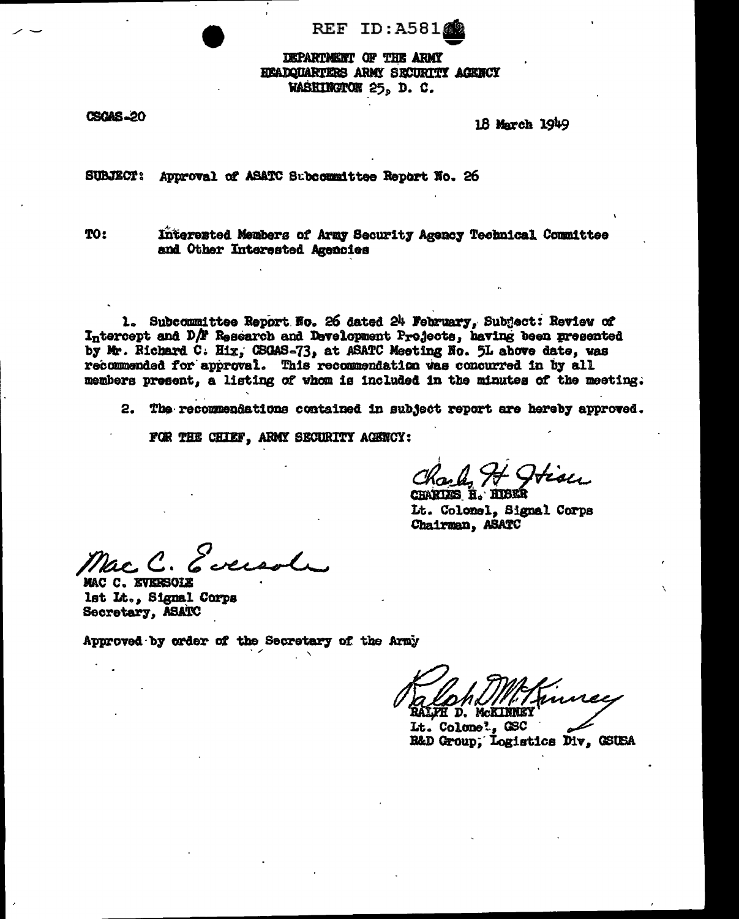REF ID:A581__

DEPARTMENT OF THE ARMY
HEADQUARTERS ARMY SECURITY AGENCY
WASHINGTON 25, D. C.

CSGAS-20

18 March 1949

SUBJECT: Approval of ASATC Subcommittee Report No. 26

TO: Interested Members of Army Security Agency Technical Committee and Other Interested Agencies

1. Subcommittee Report No. 26 dated 24 February, Subject: Review of Intercept and D/F Research and Development Projects, having been presented by Mr. Richard C. Hix, CSGAS-73, at ASATC Meeting No. 5L above date, was recommended for approval. This recommendation was concurred in by all members present, a listing of whom is included in the minutes of the meeting.

2. The recommendations contained in subject report are hereby approved.

FOR THE CHIEF, ARMY SECURITY AGENCY:

CHARLES H. HISER
Lt. Colonel, Signal Corps
Chairman, ASATC

MAC C. EVERSOLE
1st Lt., Signal Corps
Secretary, ASATC

Approved by order of the Secretary of the Army

RALPH D. McKINNEY
Lt. Colonel, GSC
R&D Group, Logistics Div, GSUSA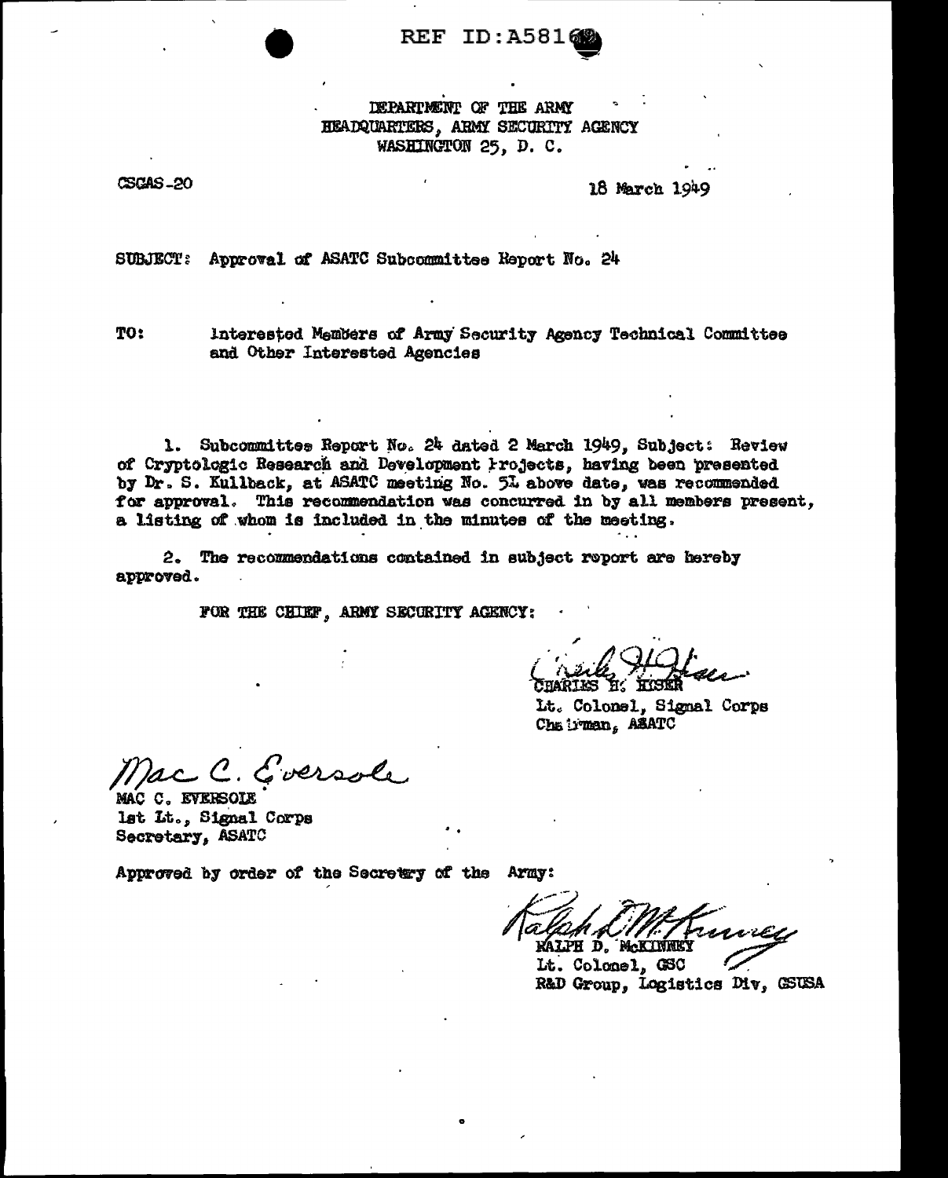REF ID:A58169

DEPARTMENT OF THE ARMY
HEADQUARTERS, ARMY SECURITY AGENCY
WASHINGTON 25, D. C.

CSGAS-20

18 March 1949

SUBJECT: Approval of ASATC Subcommittee Report No. 24

TO: Interested Members of Army Security Agency Technical Committee and Other Interested Agencies

1. Subcommittee Report No. 24 dated 2 March 1949, Subject: Review of Cryptologic Research and Development Projects, having been presented by Dr. S. Kullback, at ASATC meeting No. 51 above date, was recommended for approval. This recommendation was concurred in by all members present, a listing of whom is included in the minutes of the meeting.

2. The recommendations contained in subject report are hereby approved.

FOR THE CHIEF, ARMY SECURITY AGENCY:

CHARLES H. HISER
Lt. Colonel, Signal Corps
Chairman, ASATC

MAC C. EVERSOLE
1st Lt., Signal Corps
Secretary, ASATC

Approved by order of the Secretary of the Army:

RALPH D. McKINNEY
Lt. Colonel, GSC
R&D Group, Logistics Div, GSUSA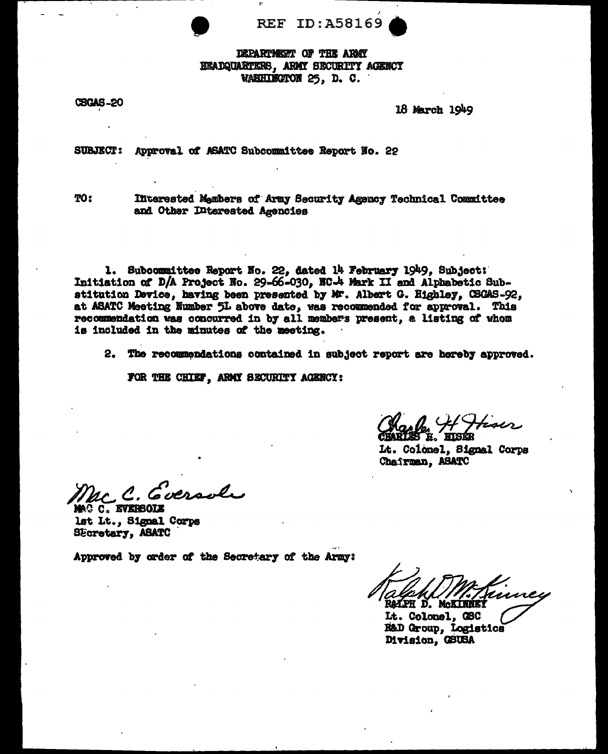REF ID:A58169

DEPARTMENT OF THE ARMY
HEADQUARTERS, ARMY SECURITY AGENCY
WASHINGTON 25, D. C.

CSGAS-20

18 March 1949

SUBJECT: Approval of ASATC Subcommittee Report No. 22

TO: Interested Members of Army Security Agency Technical Committee and Other Interested Agencies

1. Subcommittee Report No. 22, dated 14 February 1949, Subject: Initiation of D/A Project No. 29-66-030, NC-4 Mark II and Alphabetic Substitution Device, having been presented by Mr. Albert G. Highley, CSGAS-92, at ASATC Meeting Number 5L above date, was recommended for approval. This recommendation was concurred in by all members present, a listing of whom is included in the minutes of the meeting.

2. The recommendations contained in subject report are hereby approved.

FOR THE CHIEF, ARMY SECURITY AGENCY:

Charles H. Hiser
CHARLES H. HISER
Lt. Colonel, Signal Corps
Chairman, ASATC

Mac C. Eversole
MAC C. EVERSOLE
1st Lt., Signal Corps
Secretary, ASATC

Approved by order of the Secretary of the Army:

Ralph D. McKinney
RALPH D. McKINNEY
Lt. Colonel, GSC
R&D Group, Logistics Division, GSUSA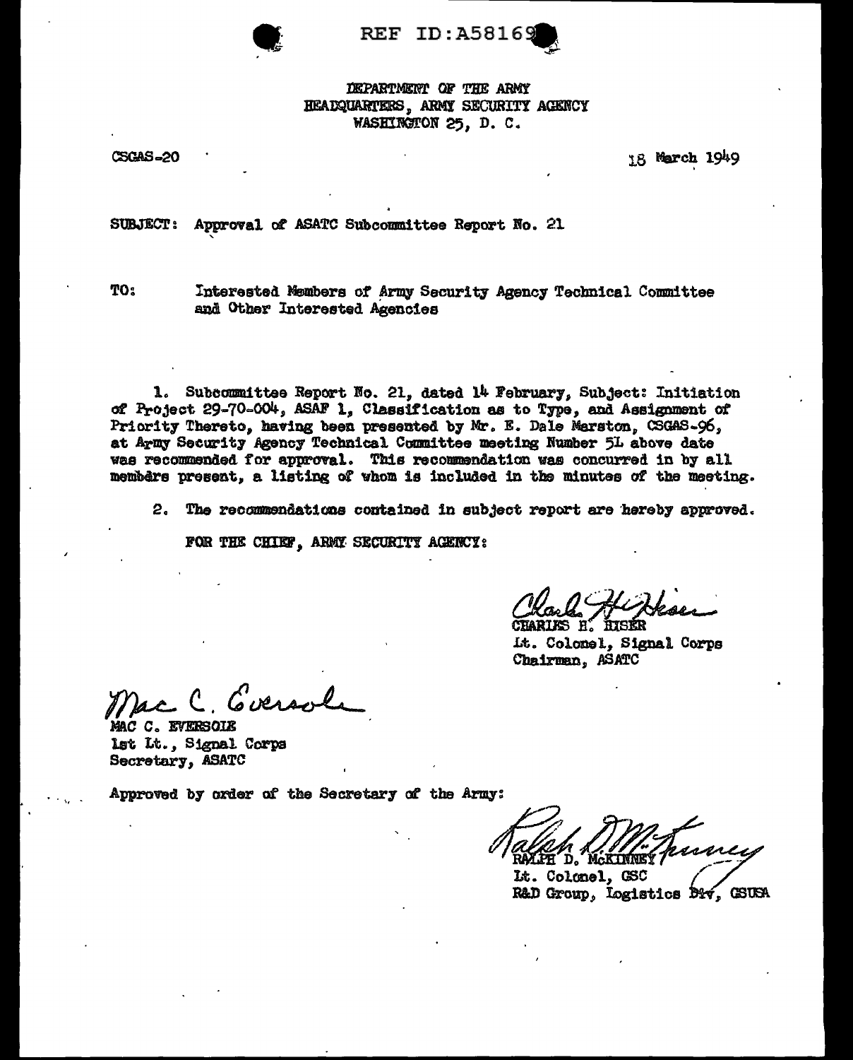REF ID:A58169

DEPARTMENT OF THE ARMY
HEADQUARTERS, ARMY SECURITY AGENCY
WASHINGTON 25, D. C.

CSGAS-20

18 March 1949

SUBJECT: Approval of ASATC Subcommittee Report No. 21

TO: Interested Members of Army Security Agency Technical Committee and Other Interested Agencies

1. Subcommittee Report No. 21, dated 14 February, Subject: Initiation of Project 29-70-004, ASAF 1, Classification as to Type, and Assignment of Priority Thereto, having been presented by Mr. E. Dale Marston, CSGAS-96, at Army Security Agency Technical Committee meeting Number 51 above date was recommended for approval. This recommendation was concurred in by all members present, a listing of whom is included in the minutes of the meeting.

2. The recommendations contained in subject report are hereby approved.

FOR THE CHIEF, ARMY SECURITY AGENCY:

Charles H. Hiser
CHARLES H. HISER
Lt. Colonel, Signal Corps
Chairman, ASATC

Mac C. Eversole
MAC C. EVERSOLE
1st Lt., Signal Corps
Secretary, ASATC

Approved by order of the Secretary of the Army:

Ralph D. McKinney
RALPH D. McKINNEY
Lt. Colonel, GSC
R&D Group, Logistics Div, GSUSA